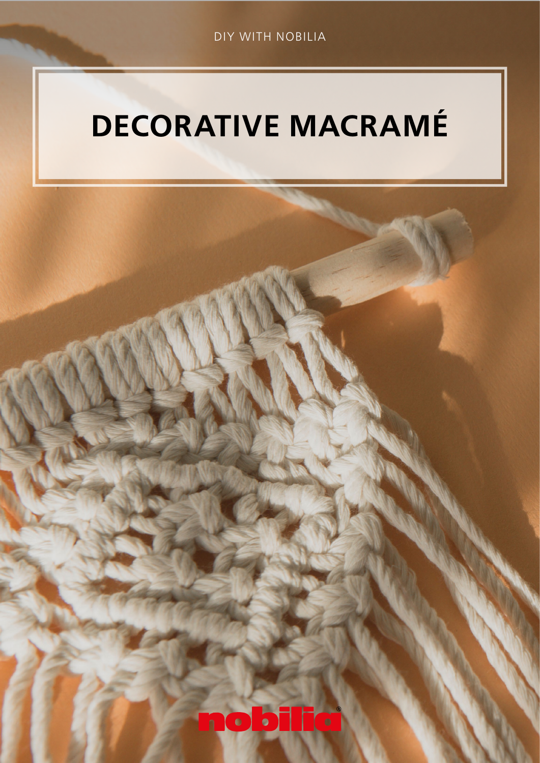DIY WITH NOBILIA

# DECORATIVE MACRAMÉ

nobilia®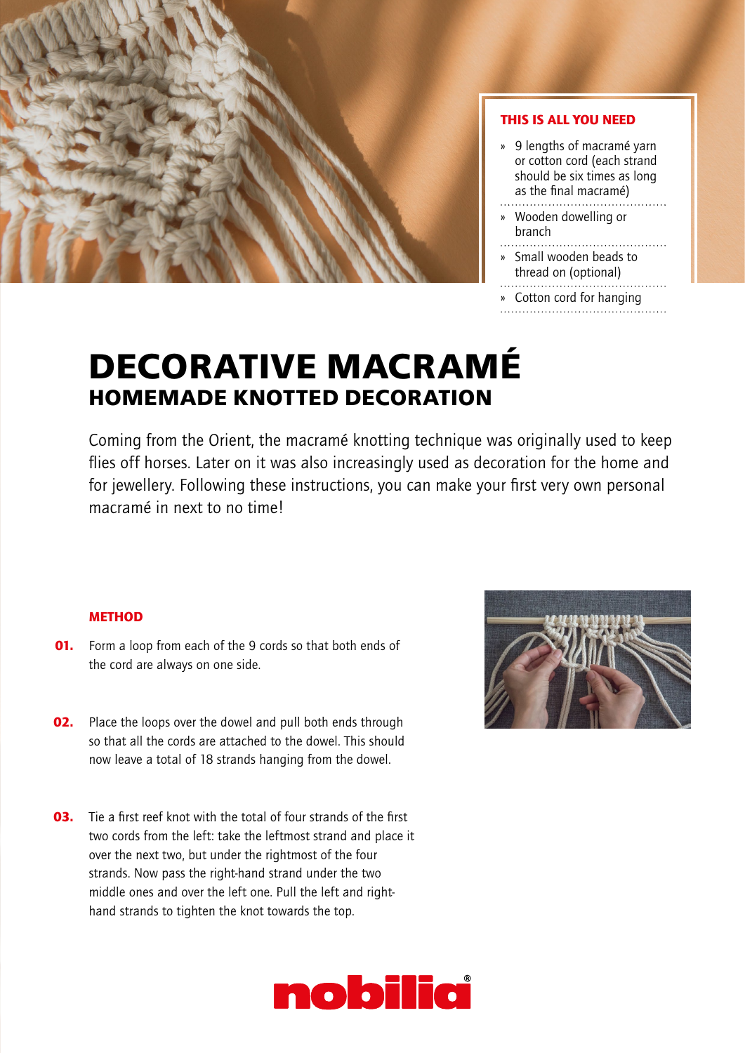### THIS IS ALL YOU NEED

- 9 lengths of macramé yarn or cotton cord (each strand should be six times as long as the final macramé)
- Wooden dowelling or branch
- Small wooden beads to thread on (optional)
- Cotton cord for hanging

# DECORATIVE MACRAMÉ
## HOMEMADE KNOTTED DECORATION

Coming from the Orient, the macramé knotting technique was originally used to keep flies off horses. Later on it was also increasingly used as decoration for the home and for jewellery. Following these instructions, you can make your first very own personal macramé in next to no time!

### METHOD

**01.** Form a loop from each of the 9 cords so that both ends of the cord are always on one side.

**02.** Place the loops over the dowel and pull both ends through so that all the cords are attached to the dowel. This should now leave a total of 18 strands hanging from the dowel.

**03.** Tie a first reef knot with the total of four strands of the first two cords from the left: take the leftmost strand and place it over the next two, but under the rightmost of the four strands. Now pass the right-hand strand under the two middle ones and over the left one. Pull the left and right-hand strands to tighten the knot towards the top.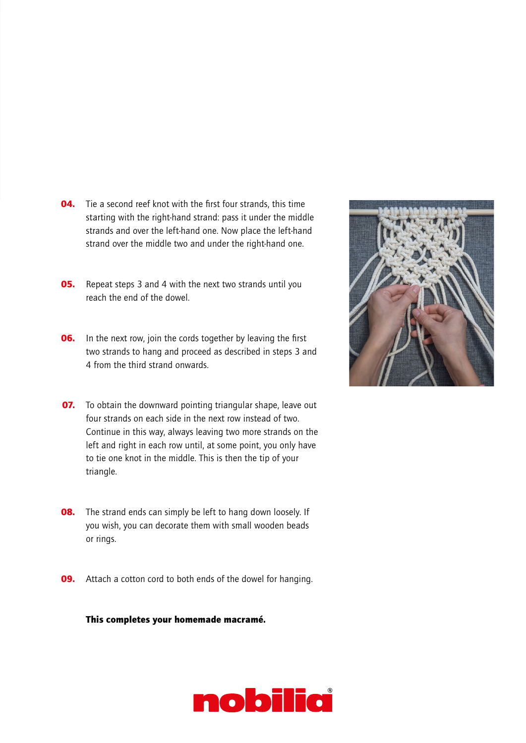**04.** Tie a second reef knot with the first four strands, this time starting with the right-hand strand: pass it under the middle strands and over the left-hand one. Now place the left-hand strand over the middle two and under the right-hand one.

**05.** Repeat steps 3 and 4 with the next two strands until you reach the end of the dowel.

**06.** In the next row, join the cords together by leaving the first two strands to hang and proceed as described in steps 3 and 4 from the third strand onwards.

**07.** To obtain the downward pointing triangular shape, leave out four strands on each side in the next row instead of two. Continue in this way, always leaving two more strands on the left and right in each row until, at some point, you only have to tie one knot in the middle. This is then the tip of your triangle.

**08.** The strand ends can simply be left to hang down loosely. If you wish, you can decorate them with small wooden beads or rings.

**09.** Attach a cotton cord to both ends of the dowel for hanging.

**This completes your homemade macramé.**

nobilia®